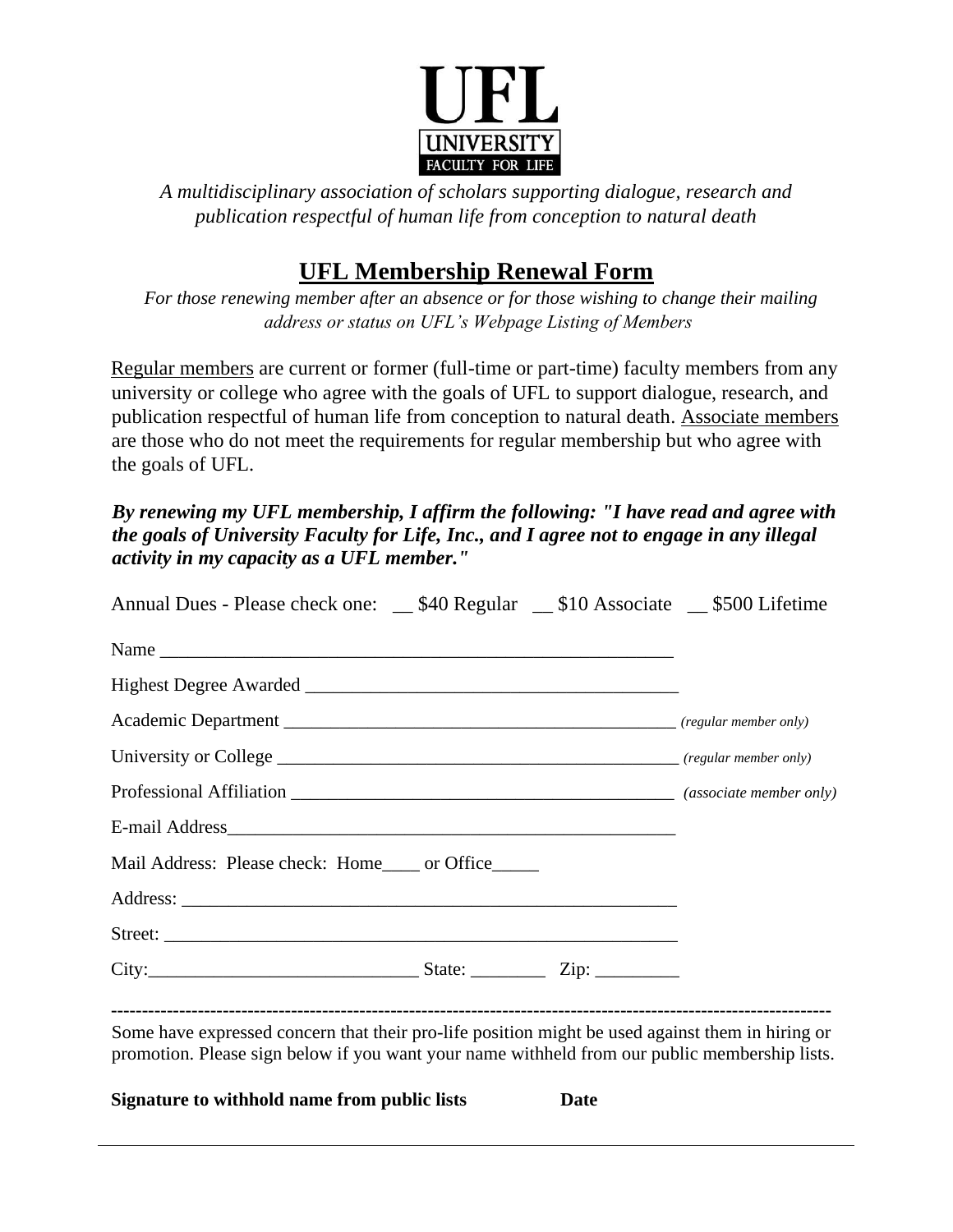**UFL**

**UNIVERSITY FACULTY FOR LIFE**

*A multidisciplinary association of scholars supporting dialogue, research and publication respectful of human life from conception to natural death*

# UFL Membership Renewal Form

*For those renewing member after an absence or for those wishing to change their mailing address or status on UFL's Webpage Listing of Members*

Regular members are current or former (full-time or part-time) faculty members from any university or college who agree with the goals of UFL to support dialogue, research, and publication respectful of human life from conception to natural death. Associate members are those who do not meet the requirements for regular membership but who agree with the goals of UFL.

***By renewing my UFL membership, I affirm the following: "I have read and agree with the goals of University Faculty for Life, Inc., and I agree not to engage in any illegal activity in my capacity as a UFL member."***

Annual Dues - Please check one: __ $40 Regular __ $10 Associate __ $500 Lifetime

Name ________________________________________________________

Highest Degree Awarded ________________________________________

Academic Department __________________________________________ *(regular member only)*

University or College __________________________________________ *(regular member only)*

Professional Affiliation ________________________________________ *(associate member only)*

E-mail Address_______________________________________________

Mail Address: Please check: Home____ or Office_____

Address: ____________________________________________________

Street: ______________________________________________________

City:____________________________ State: ________ Zip: _________

---

Some have expressed concern that their pro-life position might be used against them in hiring or promotion. Please sign below if you want your name withheld from our public membership lists.

**Signature to withhold name from public lists** **Date**

______________________________________________________________________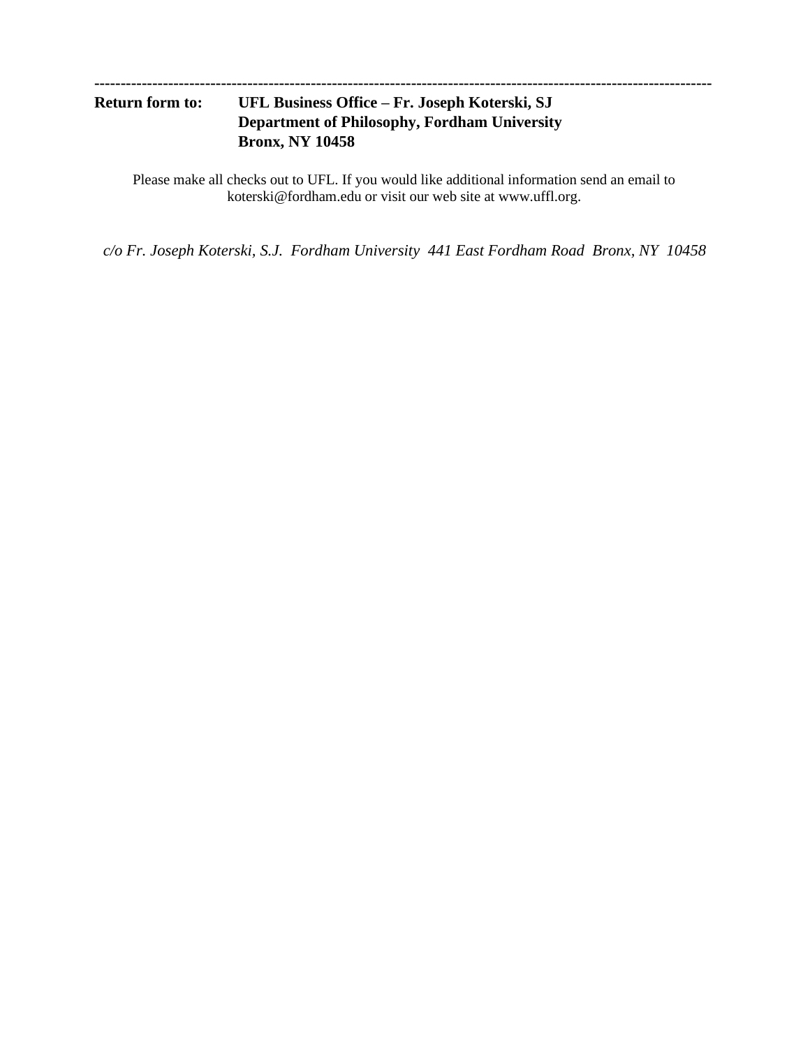---

**Return form to:** **UFL Business Office – Fr. Joseph Koterski, SJ**
**Department of Philosophy, Fordham University**
**Bronx, NY 10458**

Please make all checks out to UFL. If you would like additional information send an email to koterski@fordham.edu or visit our web site at www.uffl.org.

*c/o Fr. Joseph Koterski, S.J. Fordham University 441 East Fordham Road Bronx, NY 10458*